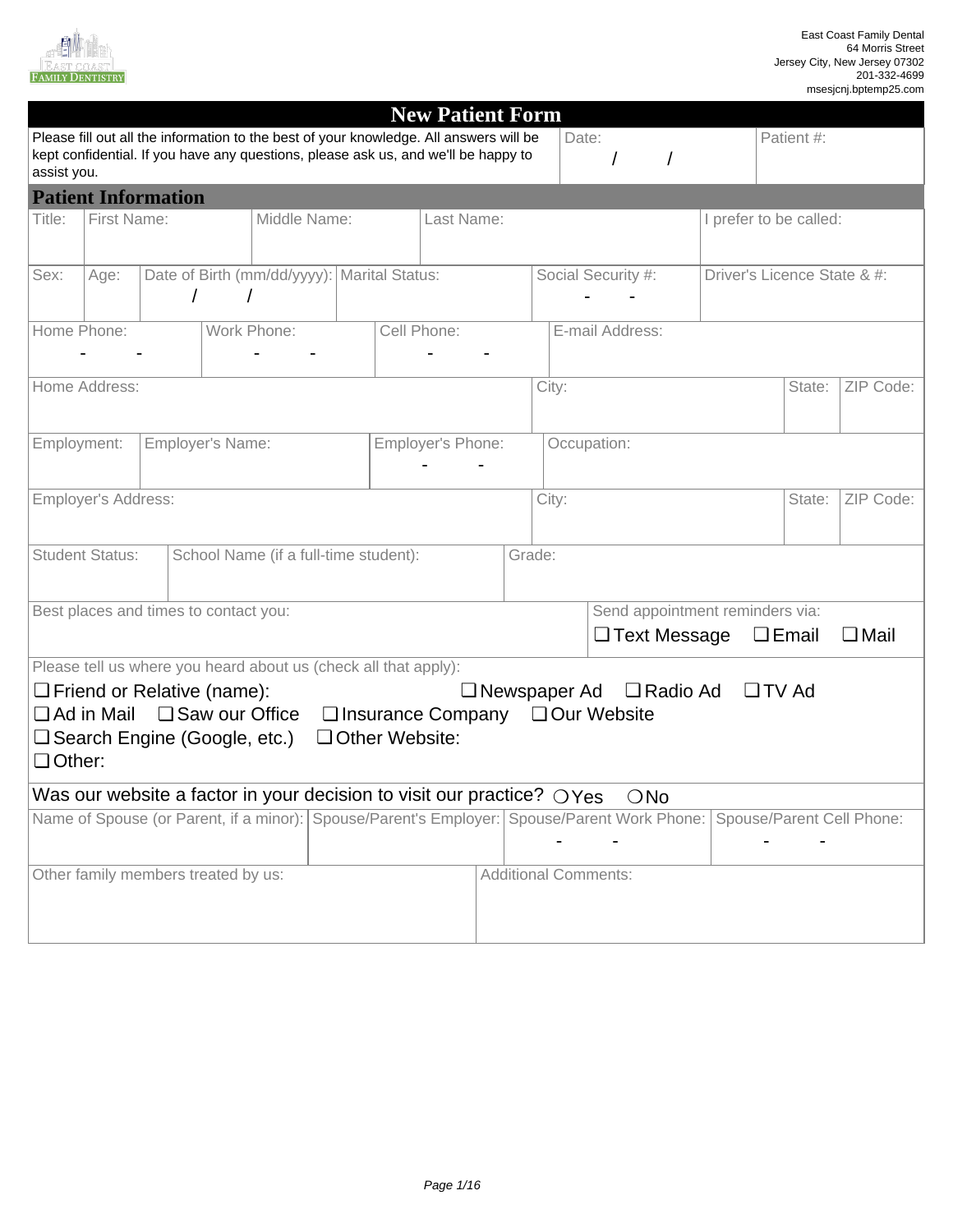East Coast Family Dental
64 Morris Street
Jersey City, New Jersey 07302
201-332-4699
msesjcnj.bptemp25.com

# New Patient Form

| Please fill out all the information to the best of your knowledge. All answers will be kept confidential. If you have any questions, please ask us, and we'll be happy to assist you. | Date: / / | Patient #: |
|---|---|---|

## Patient Information

| Title: | First Name: | Middle Name: | Last Name: | I prefer to be called: |
|---|---|---|---|---|
| | | | | |

| Sex: | Age: | Date of Birth (mm/dd/yyyy): / / | Marital Status: | Social Security #: - - | Driver's Licence State & #: |
|---|---|---|---|---|---|
| | | | | | |

| Home Phone: - - | Work Phone: - - | Cell Phone: - - | E-mail Address: |
|---|---|---|---|
| | | | |

| Home Address: | City: | State: | ZIP Code: |
|---|---|---|---|
| | | | |

| Employment: | Employer's Name: | Employer's Phone: - - | Occupation: |
|---|---|---|---|
| | | | |

| Employer's Address: | City: | State: | ZIP Code: |
|---|---|---|---|
| | | | |

| Student Status: | School Name (if a full-time student): | Grade: |
|---|---|---|
| | | |

| Best places and times to contact you: | Send appointment reminders via: ❑ Text Message ❑ Email ❑ Mail |
|---|---|
| | |

Please tell us where you heard about us (check all that apply):

❑ Friend or Relative (name): ❑ Newspaper Ad ❑ Radio Ad ❑ TV Ad
❑ Ad in Mail ❑ Saw our Office ❑ Insurance Company ❑ Our Website
❑ Search Engine (Google, etc.) ❑ Other Website:
❑ Other:

Was our website a factor in your decision to visit our practice? ❍ Yes ❍ No

| Name of Spouse (or Parent, if a minor): | Spouse/Parent's Employer: | Spouse/Parent Work Phone: - - | Spouse/Parent Cell Phone: - - |
|---|---|---|---|
| | | | |

| Other family members treated by us: | Additional Comments: |
|---|---|
| | |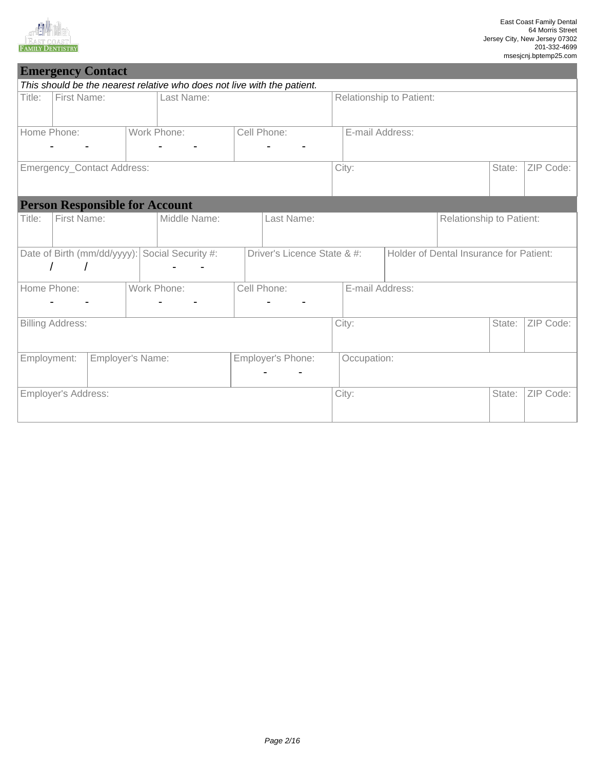East Coast Family Dental
64 Morris Street
Jersey City, New Jersey 07302
201-332-4699
msesjcnj.bptemp25.com

## Emergency Contact

*This should be the nearest relative who does not live with the patient.*

| Title: | First Name: | Last Name: | Relationship to Patient: |
| --- | --- | --- | --- |
| | | | |

| Home Phone: | Work Phone: | Cell Phone: | E-mail Address: |
| --- | --- | --- | --- |
| - - | - - | - - | |

| Emergency_Contact Address: | City: | State: | ZIP Code: |
| --- | --- | --- | --- |
| | | | |

## Person Responsible for Account

| Title: | First Name: | Middle Name: | Last Name: | Relationship to Patient: |
| --- | --- | --- | --- | --- |
| | | | | |

| Date of Birth (mm/dd/yyyy): | Social Security #: | Driver's Licence State & #: | Holder of Dental Insurance for Patient: |
| --- | --- | --- | --- |
| / / | - - | | |

| Home Phone: | Work Phone: | Cell Phone: | E-mail Address: |
| --- | --- | --- | --- |
| - - | - - | - - | |

| Billing Address: | City: | State: | ZIP Code: |
| --- | --- | --- | --- |
| | | | |

| Employment: | Employer's Name: | Employer's Phone: | Occupation: |
| --- | --- | --- | --- |
| | | - - | |

| Employer's Address: | City: | State: | ZIP Code: |
| --- | --- | --- | --- |
| | | | |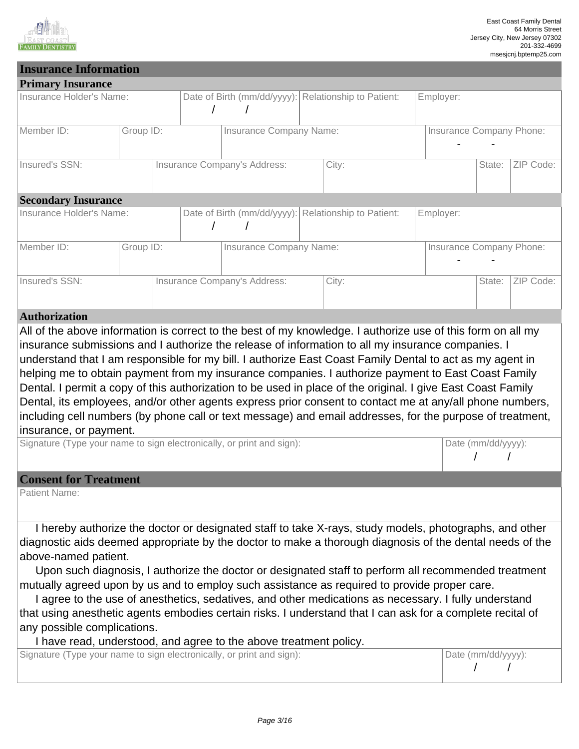East Coast Family Dental
64 Morris Street
Jersey City, New Jersey 07302
201-332-4699
msesjcnj.bptemp25.com

## Insurance Information

### Primary Insurance

| Insurance Holder's Name: | Date of Birth (mm/dd/yyyy): / / | Relationship to Patient: | Employer: |
|---|---|---|---|

| Member ID: | Group ID: | Insurance Company Name: | Insurance Company Phone: - - |
|---|---|---|---|

| Insured's SSN: | Insurance Company's Address: | City: | State: | ZIP Code: |
|---|---|---|---|---|

### Secondary Insurance

| Insurance Holder's Name: | Date of Birth (mm/dd/yyyy): / / | Relationship to Patient: | Employer: |
|---|---|---|---|

| Member ID: | Group ID: | Insurance Company Name: | Insurance Company Phone: - - |
|---|---|---|---|

| Insured's SSN: | Insurance Company's Address: | City: | State: | ZIP Code: |
|---|---|---|---|---|

### Authorization

All of the above information is correct to the best of my knowledge. I authorize use of this form on all my insurance submissions and I authorize the release of information to all my insurance companies. I understand that I am responsible for my bill. I authorize East Coast Family Dental to act as my agent in helping me to obtain payment from my insurance companies. I authorize payment to East Coast Family Dental. I permit a copy of this authorization to be used in place of the original. I give East Coast Family Dental, its employees, and/or other agents express prior consent to contact me at any/all phone numbers, including cell numbers (by phone call or text message) and email addresses, for the purpose of treatment, insurance, or payment.

| Signature (Type your name to sign electronically, or print and sign): | Date (mm/dd/yyyy): / / |
|---|---|

## Consent for Treatment

Patient Name:

I hereby authorize the doctor or designated staff to take X-rays, study models, photographs, and other diagnostic aids deemed appropriate by the doctor to make a thorough diagnosis of the dental needs of the above-named patient.

Upon such diagnosis, I authorize the doctor or designated staff to perform all recommended treatment mutually agreed upon by us and to employ such assistance as required to provide proper care.

I agree to the use of anesthetics, sedatives, and other medications as necessary. I fully understand that using anesthetic agents embodies certain risks. I understand that I can ask for a complete recital of any possible complications.

I have read, understood, and agree to the above treatment policy.

| Signature (Type your name to sign electronically, or print and sign): | Date (mm/dd/yyyy): / / |
|---|---|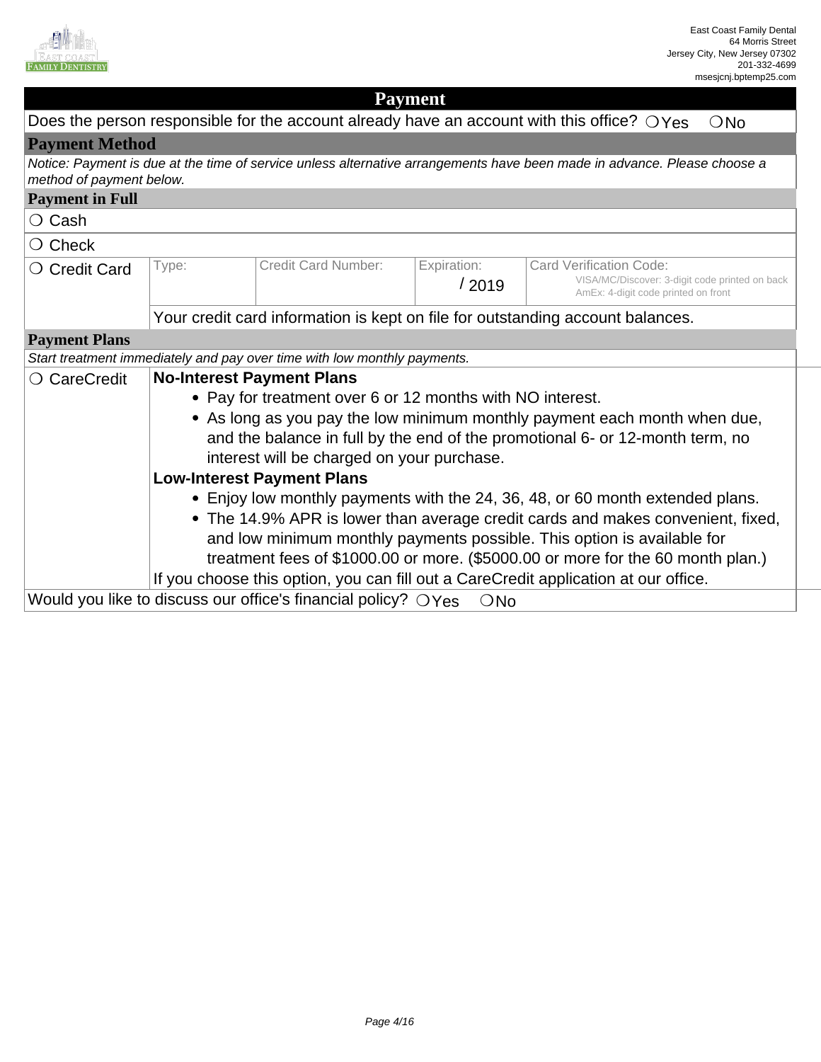East Coast Family Dental
64 Morris Street
Jersey City, New Jersey 07302
201-332-4699
msesjcnj.bptemp25.com

# Payment

Does the person responsible for the account already have an account with this office? ○ Yes ○ No

## Payment Method

*Notice: Payment is due at the time of service unless alternative arrangements have been made in advance. Please choose a method of payment below.*

### Payment in Full

○ Cash

○ Check

| ○ Credit Card | Type: | Credit Card Number: | Expiration: / 2019 | Card Verification Code: VISA/MC/Discover: 3-digit code printed on back AmEx: 4-digit code printed on front |
|---|---|---|---|---|
| | Your credit card information is kept on file for outstanding account balances. | | | |

### Payment Plans

*Start treatment immediately and pay over time with low monthly payments.*

○ CareCredit

**No-Interest Payment Plans**

- Pay for treatment over 6 or 12 months with NO interest.
- As long as you pay the low minimum monthly payment each month when due, and the balance in full by the end of the promotional 6- or 12-month term, no interest will be charged on your purchase.

**Low-Interest Payment Plans**

- Enjoy low monthly payments with the 24, 36, 48, or 60 month extended plans.
- The 14.9% APR is lower than average credit cards and makes convenient, fixed, and low minimum monthly payments possible. This option is available for treatment fees of $1000.00 or more. ($5000.00 or more for the 60 month plan.)

If you choose this option, you can fill out a CareCredit application at our office.

Would you like to discuss our office's financial policy? ○ Yes ○ No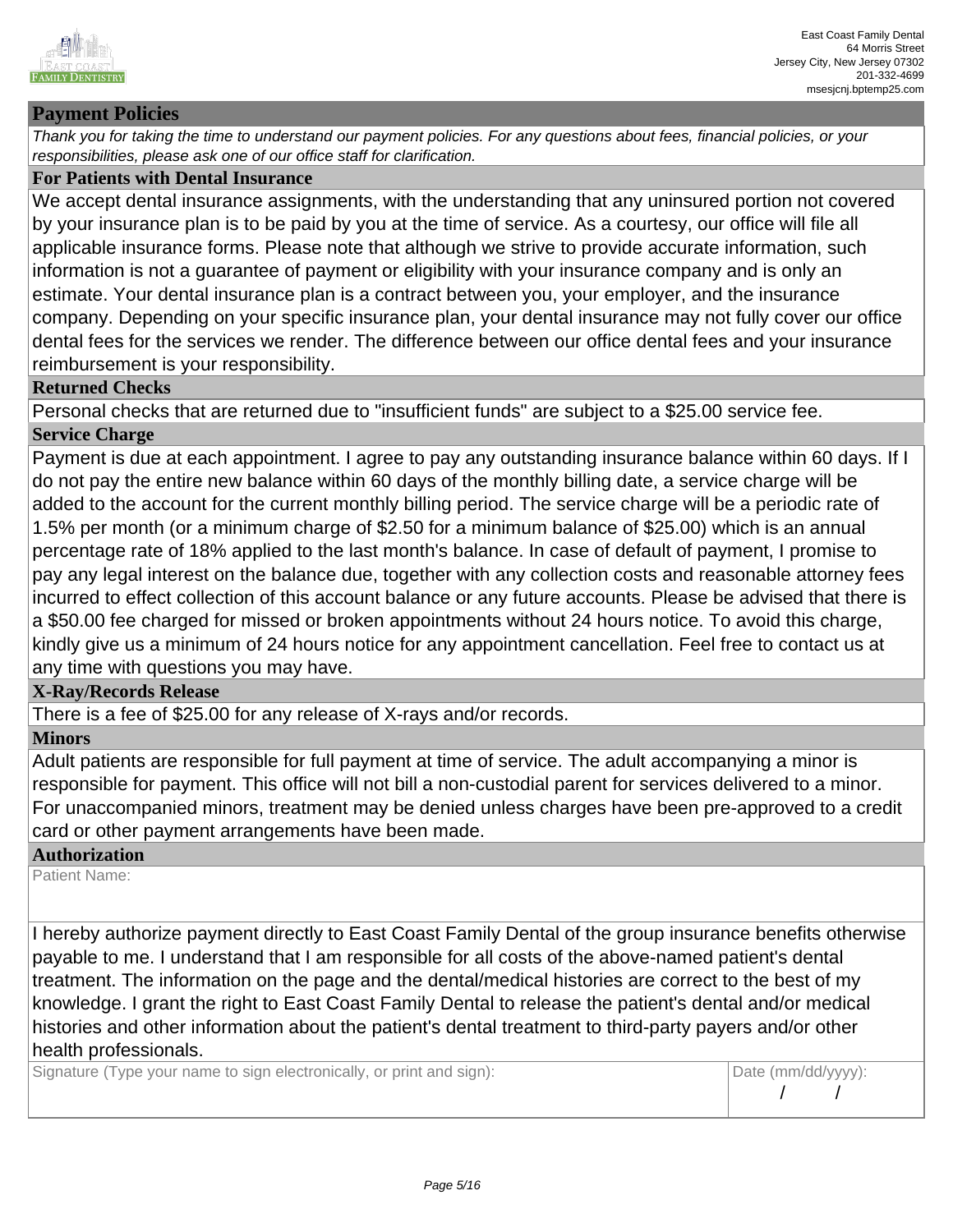East Coast Family Dental
64 Morris Street
Jersey City, New Jersey 07302
201-332-4699
msesjcnj.bptemp25.com

## Payment Policies

*Thank you for taking the time to understand our payment policies. For any questions about fees, financial policies, or your responsibilities, please ask one of our office staff for clarification.*

### For Patients with Dental Insurance

We accept dental insurance assignments, with the understanding that any uninsured portion not covered by your insurance plan is to be paid by you at the time of service. As a courtesy, our office will file all applicable insurance forms. Please note that although we strive to provide accurate information, such information is not a guarantee of payment or eligibility with your insurance company and is only an estimate. Your dental insurance plan is a contract between you, your employer, and the insurance company. Depending on your specific insurance plan, your dental insurance may not fully cover our office dental fees for the services we render. The difference between our office dental fees and your insurance reimbursement is your responsibility.

### Returned Checks

Personal checks that are returned due to "insufficient funds" are subject to a $25.00 service fee.

### Service Charge

Payment is due at each appointment. I agree to pay any outstanding insurance balance within 60 days. If I do not pay the entire new balance within 60 days of the monthly billing date, a service charge will be added to the account for the current monthly billing period. The service charge will be a periodic rate of 1.5% per month (or a minimum charge of $2.50 for a minimum balance of $25.00) which is an annual percentage rate of 18% applied to the last month's balance. In case of default of payment, I promise to pay any legal interest on the balance due, together with any collection costs and reasonable attorney fees incurred to effect collection of this account balance or any future accounts. Please be advised that there is a $50.00 fee charged for missed or broken appointments without 24 hours notice. To avoid this charge, kindly give us a minimum of 24 hours notice for any appointment cancellation. Feel free to contact us at any time with questions you may have.

### X-Ray/Records Release

There is a fee of $25.00 for any release of X-rays and/or records.

### Minors

Adult patients are responsible for full payment at time of service. The adult accompanying a minor is responsible for payment. This office will not bill a non-custodial parent for services delivered to a minor. For unaccompanied minors, treatment may be denied unless charges have been pre-approved to a credit card or other payment arrangements have been made.

### Authorization

Patient Name:

I hereby authorize payment directly to East Coast Family Dental of the group insurance benefits otherwise payable to me. I understand that I am responsible for all costs of the above-named patient's dental treatment. The information on the page and the dental/medical histories are correct to the best of my knowledge. I grant the right to East Coast Family Dental to release the patient's dental and/or medical histories and other information about the patient's dental treatment to third-party payers and/or other health professionals.

| Signature (Type your name to sign electronically, or print and sign): | Date (mm/dd/yyyy): |
|---|---|
| | / / |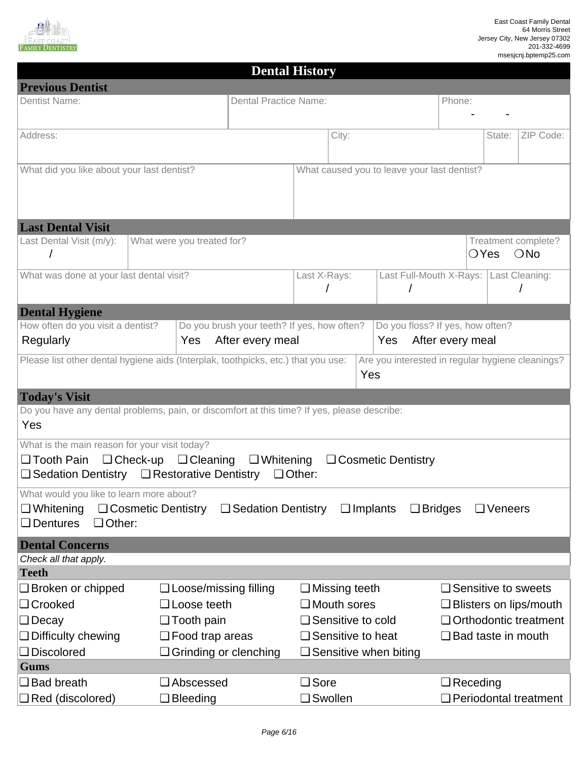East Coast Family Dental
64 Morris Street
Jersey City, New Jersey 07302
201-332-4699
msesjcnj.bptemp25.com

# Dental History

## Previous Dentist

| Dentist Name: | Dental Practice Name: | Phone: |
|---|---|---|
| | | - - |

| Address: | City: | State: | ZIP Code: |
|---|---|---|---|
| | | | |

| What did you like about your last dentist? | What caused you to leave your last dentist? |
|---|---|
| | |

## Last Dental Visit

| Last Dental Visit (m/y): | What were you treated for? | Treatment complete? |
|---|---|---|
| / | | ❍Yes ❍No |

| What was done at your last dental visit? | Last X-Rays: | Last Full-Mouth X-Rays: | Last Cleaning: |
|---|---|---|---|
| | / | / | / |

## Dental Hygiene

| How often do you visit a dentist? | Do you brush your teeth? If yes, how often? | Do you floss? If yes, how often? |
|---|---|---|
| Regularly | Yes After every meal | Yes After every meal |

| Please list other dental hygiene aids (Interplak, toothpicks, etc.) that you use: | Are you interested in regular hygiene cleanings? |
|---|---|
| | Yes |

## Today's Visit

Do you have any dental problems, pain, or discomfort at this time? If yes, please describe:

Yes

What is the main reason for your visit today?

❑ Tooth Pain ❑ Check-up ❑ Cleaning ❑ Whitening ❑ Cosmetic Dentistry
❑ Sedation Dentistry ❑ Restorative Dentistry ❑ Other:

What would you like to learn more about?

❑ Whitening ❑ Cosmetic Dentistry ❑ Sedation Dentistry ❑ Implants ❑ Bridges ❑ Veneers
❑ Dentures ❑ Other:

## Dental Concerns

*Check all that apply.*

### Teeth

| | | | |
|---|---|---|---|
| ❑ Broken or chipped | ❑ Loose/missing filling | ❑ Missing teeth | ❑ Sensitive to sweets |
| ❑ Crooked | ❑ Loose teeth | ❑ Mouth sores | ❑ Blisters on lips/mouth |
| ❑ Decay | ❑ Tooth pain | ❑ Sensitive to cold | ❑ Orthodontic treatment |
| ❑ Difficulty chewing | ❑ Food trap areas | ❑ Sensitive to heat | ❑ Bad taste in mouth |
| ❑ Discolored | ❑ Grinding or clenching | ❑ Sensitive when biting | |

### Gums

| | | | |
|---|---|---|---|
| ❑ Bad breath | ❑ Abscessed | ❑ Sore | ❑ Receding |
| ❑ Red (discolored) | ❑ Bleeding | ❑ Swollen | ❑ Periodontal treatment |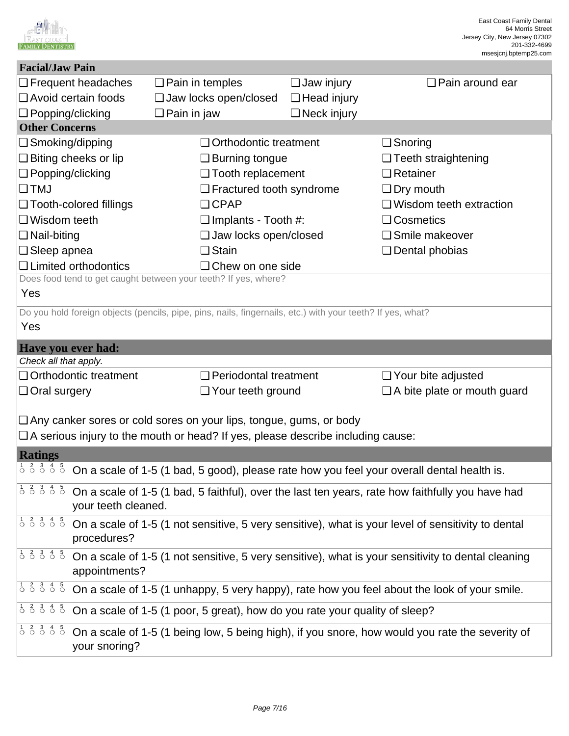East Coast Family Dental
64 Morris Street
Jersey City, New Jersey 07302
201-332-4699
msesjcnj.bptemp25.com

## Facial/Jaw Pain

| | | | |
|---|---|---|---|
| ❑ Frequent headaches | ❑ Pain in temples | ❑ Jaw injury | ❑ Pain around ear |
| ❑ Avoid certain foods | ❑ Jaw locks open/closed | ❑ Head injury | |
| ❑ Popping/clicking | ❑ Pain in jaw | ❑ Neck injury | |

## Other Concerns

| | | |
|---|---|---|
| ❑ Smoking/dipping | ❑ Orthodontic treatment | ❑ Snoring |
| ❑ Biting cheeks or lip | ❑ Burning tongue | ❑ Teeth straightening |
| ❑ Popping/clicking | ❑ Tooth replacement | ❑ Retainer |
| ❑ TMJ | ❑ Fractured tooth syndrome | ❑ Dry mouth |
| ❑ Tooth-colored fillings | ❑ CPAP | ❑ Wisdom teeth extraction |
| ❑ Wisdom teeth | ❑ Implants - Tooth #: | ❑ Cosmetics |
| ❑ Nail-biting | ❑ Jaw locks open/closed | ❑ Smile makeover |
| ❑ Sleep apnea | ❑ Stain | ❑ Dental phobias |
| ❑ Limited orthodontics | ❑ Chew on one side | |

Does food tend to get caught between your teeth? If yes, where?

Yes

Do you hold foreign objects (pencils, pipe, pins, nails, fingernails, etc.) with your teeth? If yes, what?

Yes

## Have you ever had:

*Check all that apply.*

| | | |
|---|---|---|
| ❑ Orthodontic treatment | ❑ Periodontal treatment | ❑ Your bite adjusted |
| ❑ Oral surgery | ❑ Your teeth ground | ❑ A bite plate or mouth guard |

❑ Any canker sores or cold sores on your lips, tongue, gums, or body

❑ A serious injury to the mouth or head? If yes, please describe including cause:

## Ratings

1 ○ 2 ○ 3 ○ 4 ○ 5 ○ On a scale of 1-5 (1 bad, 5 good), please rate how you feel your overall dental health is.

1 ○ 2 ○ 3 ○ 4 ○ 5 ○ On a scale of 1-5 (1 bad, 5 faithful), over the last ten years, rate how faithfully you have had your teeth cleaned.

1 ○ 2 ○ 3 ○ 4 ○ 5 ○ On a scale of 1-5 (1 not sensitive, 5 very sensitive), what is your level of sensitivity to dental procedures?

1 ○ 2 ○ 3 ○ 4 ○ 5 ○ On a scale of 1-5 (1 not sensitive, 5 very sensitive), what is your sensitivity to dental cleaning appointments?

1 ○ 2 ○ 3 ○ 4 ○ 5 ○ On a scale of 1-5 (1 unhappy, 5 very happy), rate how you feel about the look of your smile.

1 ○ 2 ○ 3 ○ 4 ○ 5 ○ On a scale of 1-5 (1 poor, 5 great), how do you rate your quality of sleep?

1 ○ 2 ○ 3 ○ 4 ○ 5 ○ On a scale of 1-5 (1 being low, 5 being high), if you snore, how would you rate the severity of your snoring?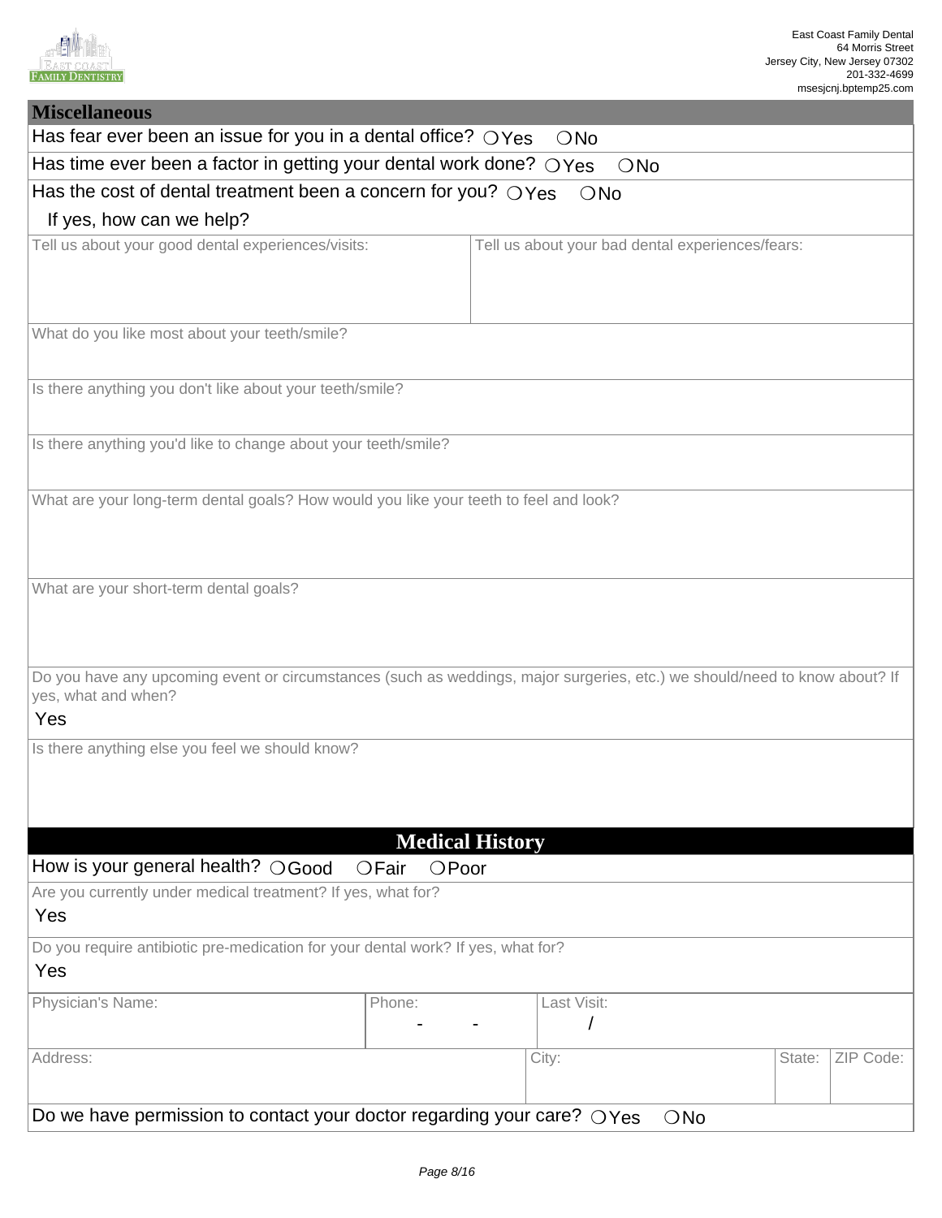East Coast Family Dental
64 Morris Street
Jersey City, New Jersey 07302
201-332-4699
msesjcnj.bptemp25.com

## Miscellaneous

Has fear ever been an issue for you in a dental office? ○ Yes ○ No

Has time ever been a factor in getting your dental work done? ○ Yes ○ No

Has the cost of dental treatment been a concern for you? ○ Yes ○ No

If yes, how can we help?

| Tell us about your good dental experiences/visits: | Tell us about your bad dental experiences/fears: |
| --- | --- |
| | |

What do you like most about your teeth/smile?

Is there anything you don't like about your teeth/smile?

Is there anything you'd like to change about your teeth/smile?

What are your long-term dental goals? How would you like your teeth to feel and look?

What are your short-term dental goals?

Do you have any upcoming event or circumstances (such as weddings, major surgeries, etc.) we should/need to know about? If yes, what and when?

Yes

Is there anything else you feel we should know?

## Medical History

How is your general health? ○ Good ○ Fair ○ Poor

Are you currently under medical treatment? If yes, what for?

Yes

Do you require antibiotic pre-medication for your dental work? If yes, what for?

Yes

| Physician's Name: | Phone: | Last Visit: |
| --- | --- | --- |
| | - - | / |

| Address: | City: | State: | ZIP Code: |
| --- | --- | --- | --- |
| | | | |

Do we have permission to contact your doctor regarding your care? ○ Yes ○ No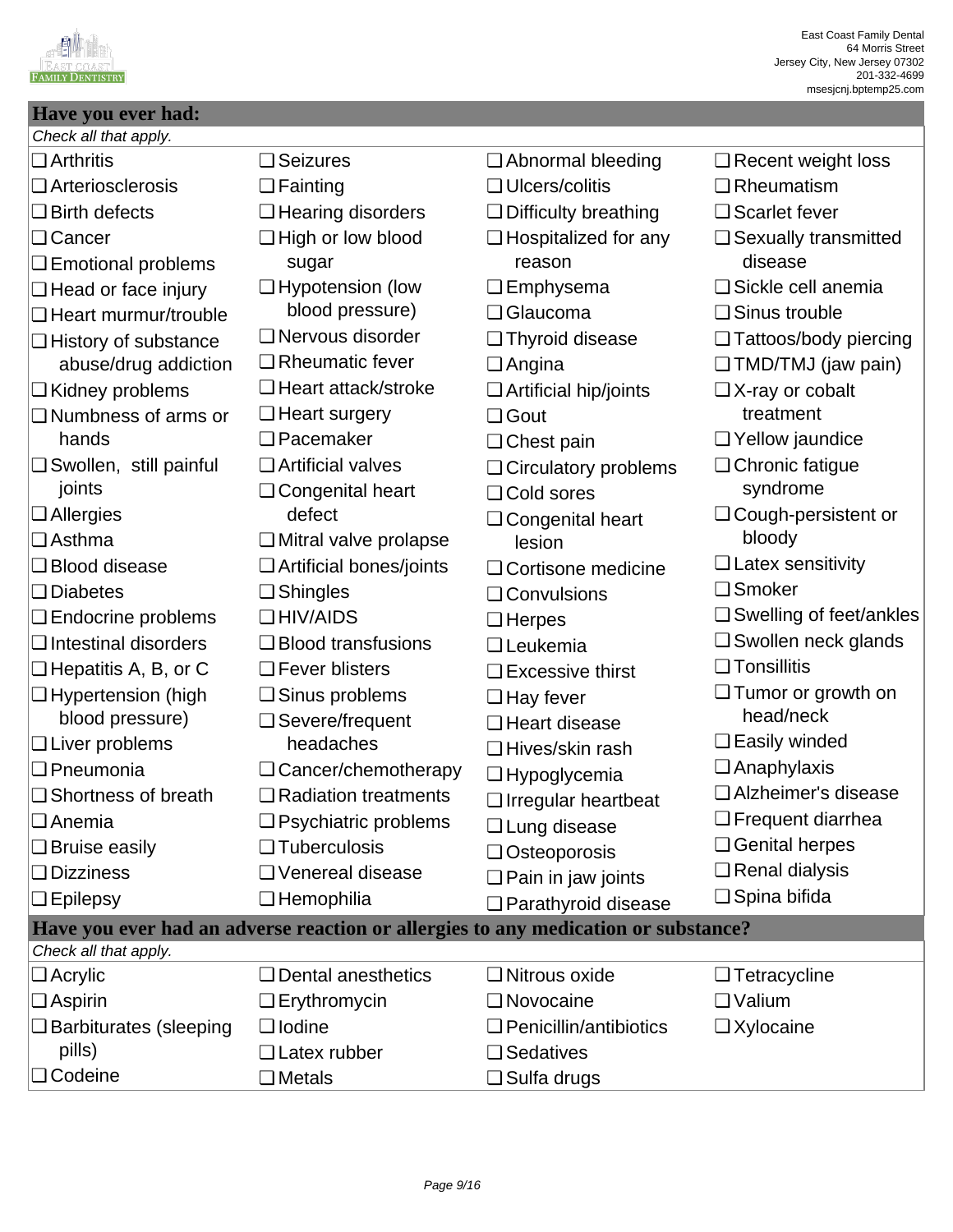East Coast Family Dental
64 Morris Street
Jersey City, New Jersey 07302
201-332-4699
msesjcnj.bptemp25.com

## Have you ever had:

*Check all that apply.*

- ❑ Arthritis
- ❑ Arteriosclerosis
- ❑ Birth defects
- ❑ Cancer
- ❑ Emotional problems
- ❑ Head or face injury
- ❑ Heart murmur/trouble
- ❑ History of substance abuse/drug addiction
- ❑ Kidney problems
- ❑ Numbness of arms or hands
- ❑ Swollen, still painful joints
- ❑ Allergies
- ❑ Asthma
- ❑ Blood disease
- ❑ Diabetes
- ❑ Endocrine problems
- ❑ Intestinal disorders
- ❑ Hepatitis A, B, or C
- ❑ Hypertension (high blood pressure)
- ❑ Liver problems
- ❑ Pneumonia
- ❑ Shortness of breath
- ❑ Anemia
- ❑ Bruise easily
- ❑ Dizziness
- ❑ Epilepsy
- ❑ Seizures
- ❑ Fainting
- ❑ Hearing disorders
- ❑ High or low blood sugar
- ❑ Hypotension (low blood pressure)
- ❑ Nervous disorder
- ❑ Rheumatic fever
- ❑ Heart attack/stroke
- ❑ Heart surgery
- ❑ Pacemaker
- ❑ Artificial valves
- ❑ Congenital heart defect
- ❑ Mitral valve prolapse
- ❑ Artificial bones/joints
- ❑ Shingles
- ❑ HIV/AIDS
- ❑ Blood transfusions
- ❑ Fever blisters
- ❑ Sinus problems
- ❑ Severe/frequent headaches
- ❑ Cancer/chemotherapy
- ❑ Radiation treatments
- ❑ Psychiatric problems
- ❑ Tuberculosis
- ❑ Venereal disease
- ❑ Hemophilia
- ❑ Abnormal bleeding
- ❑ Ulcers/colitis
- ❑ Difficulty breathing
- ❑ Hospitalized for any reason
- ❑ Emphysema
- ❑ Glaucoma
- ❑ Thyroid disease
- ❑ Angina
- ❑ Artificial hip/joints
- ❑ Gout
- ❑ Chest pain
- ❑ Circulatory problems
- ❑ Cold sores
- ❑ Congenital heart lesion
- ❑ Cortisone medicine
- ❑ Convulsions
- ❑ Herpes
- ❑ Leukemia
- ❑ Excessive thirst
- ❑ Hay fever
- ❑ Heart disease
- ❑ Hives/skin rash
- ❑ Hypoglycemia
- ❑ Irregular heartbeat
- ❑ Lung disease
- ❑ Osteoporosis
- ❑ Pain in jaw joints
- ❑ Parathyroid disease
- ❑ Recent weight loss
- ❑ Rheumatism
- ❑ Scarlet fever
- ❑ Sexually transmitted disease
- ❑ Sickle cell anemia
- ❑ Sinus trouble
- ❑ Tattoos/body piercing
- ❑ TMD/TMJ (jaw pain)
- ❑ X-ray or cobalt treatment
- ❑ Yellow jaundice
- ❑ Chronic fatigue syndrome
- ❑ Cough-persistent or bloody
- ❑ Latex sensitivity
- ❑ Smoker
- ❑ Swelling of feet/ankles
- ❑ Swollen neck glands
- ❑ Tonsillitis
- ❑ Tumor or growth on head/neck
- ❑ Easily winded
- ❑ Anaphylaxis
- ❑ Alzheimer's disease
- ❑ Frequent diarrhea
- ❑ Genital herpes
- ❑ Renal dialysis
- ❑ Spina bifida

## Have you ever had an adverse reaction or allergies to any medication or substance?

*Check all that apply.*

- ❑ Acrylic
- ❑ Aspirin
- ❑ Barbiturates (sleeping pills)
- ❑ Codeine
- ❑ Dental anesthetics
- ❑ Erythromycin
- ❑ Iodine
- ❑ Latex rubber
- ❑ Metals
- ❑ Nitrous oxide
- ❑ Novocaine
- ❑ Penicillin/antibiotics
- ❑ Sedatives
- ❑ Sulfa drugs
- ❑ Tetracycline
- ❑ Valium
- ❑ Xylocaine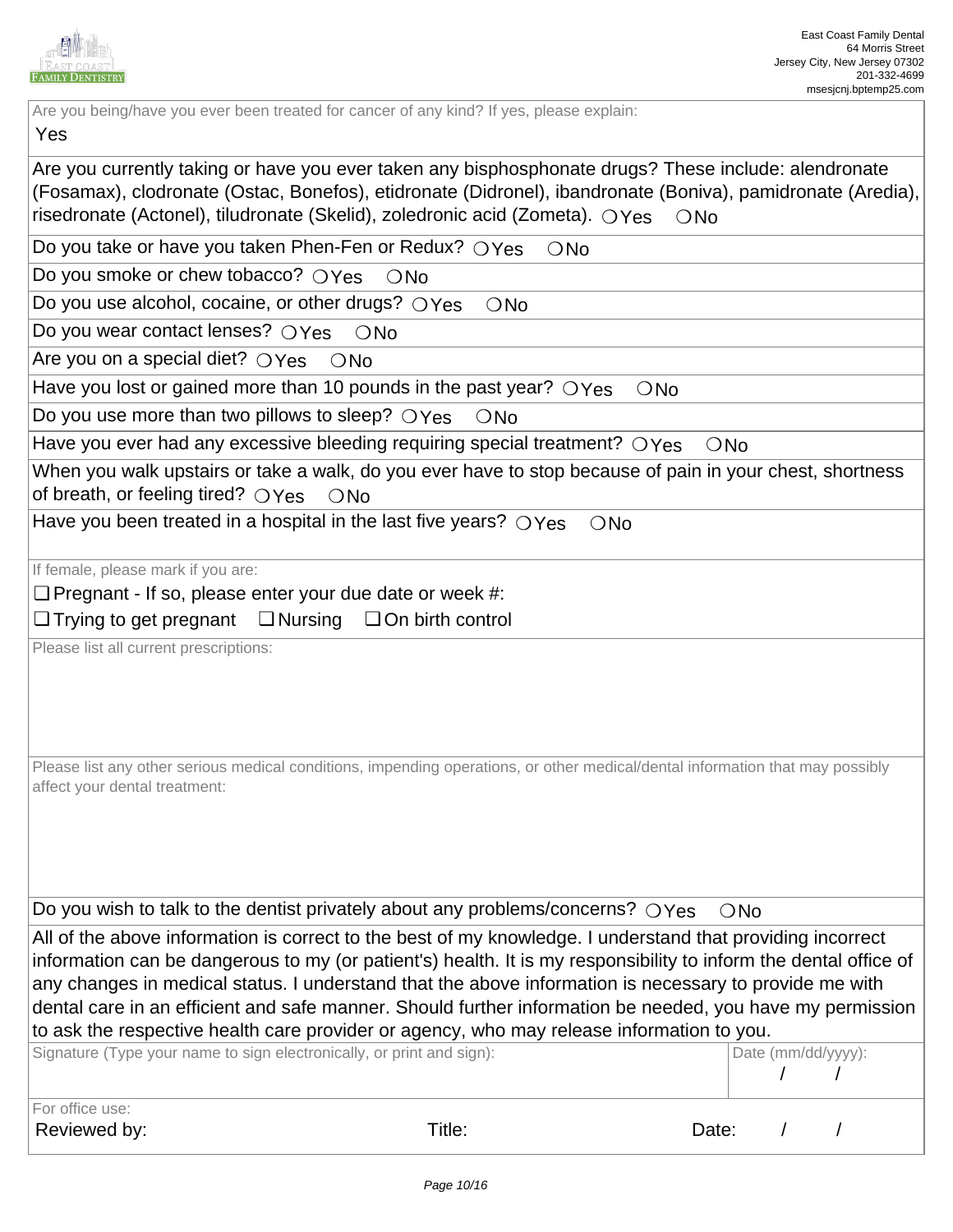East Coast Family Dental
64 Morris Street
Jersey City, New Jersey 07302
201-332-4699
msesjcnj.bptemp25.com

Are you being/have you ever been treated for cancer of any kind? If yes, please explain:

Yes

Are you currently taking or have you ever taken any bisphosphonate drugs? These include: alendronate (Fosamax), clodronate (Ostac, Bonefos), etidronate (Didronel), ibandronate (Boniva), pamidronate (Aredia), risedronate (Actonel), tiludronate (Skelid), zoledronic acid (Zometa). ○ Yes ○ No

Do you take or have you taken Phen-Fen or Redux? ○ Yes ○ No

Do you smoke or chew tobacco? ○ Yes ○ No

Do you use alcohol, cocaine, or other drugs? ○ Yes ○ No

Do you wear contact lenses? ○ Yes ○ No

Are you on a special diet? ○ Yes ○ No

Have you lost or gained more than 10 pounds in the past year? ○ Yes ○ No

Do you use more than two pillows to sleep? ○ Yes ○ No

Have you ever had any excessive bleeding requiring special treatment? ○ Yes ○ No

When you walk upstairs or take a walk, do you ever have to stop because of pain in your chest, shortness of breath, or feeling tired? ○ Yes ○ No

Have you been treated in a hospital in the last five years? ○ Yes ○ No

If female, please mark if you are:

❑ Pregnant - If so, please enter your due date or week #:

❑ Trying to get pregnant ❑ Nursing ❑ On birth control

Please list all current prescriptions:

Please list any other serious medical conditions, impending operations, or other medical/dental information that may possibly affect your dental treatment:

Do you wish to talk to the dentist privately about any problems/concerns? ○ Yes ○ No

All of the above information is correct to the best of my knowledge. I understand that providing incorrect information can be dangerous to my (or patient's) health. It is my responsibility to inform the dental office of any changes in medical status. I understand that the above information is necessary to provide me with dental care in an efficient and safe manner. Should further information be needed, you have my permission to ask the respective health care provider or agency, who may release information to you.

| Signature (Type your name to sign electronically, or print and sign): | Date (mm/dd/yyyy): / / |
| --- | --- |

For office use:

Reviewed by: Title: Date: / /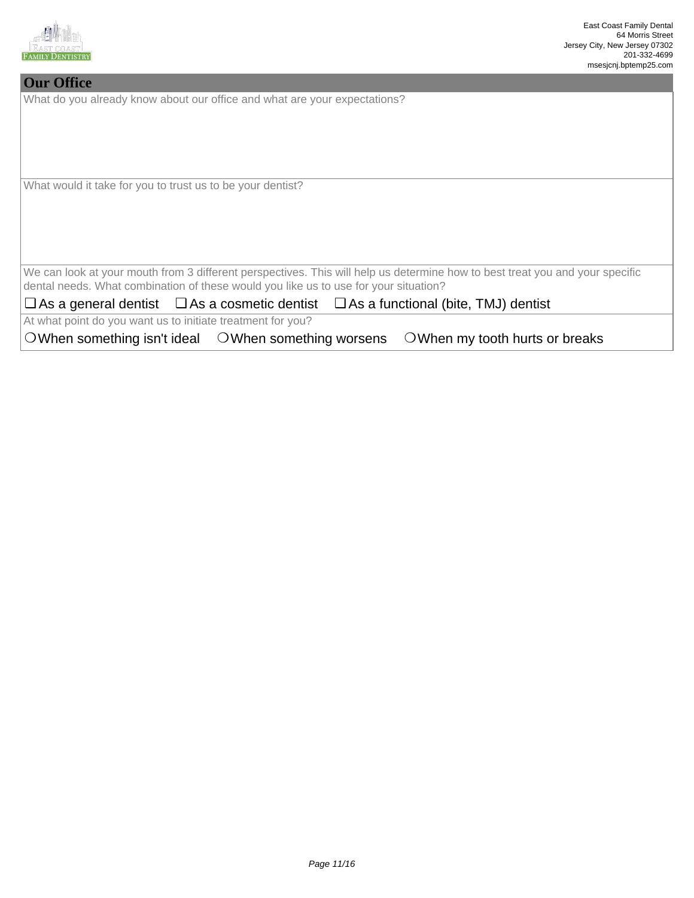East Coast Family Dental
64 Morris Street
Jersey City, New Jersey 07302
201-332-4699
msesjcnj.bptemp25.com

## Our Office

What do you already know about our office and what are your expectations?

What would it take for you to trust us to be your dentist?

We can look at your mouth from 3 different perspectives. This will help us determine how to best treat you and your specific dental needs. What combination of these would you like us to use for your situation?

❑ As a general dentist ❑ As a cosmetic dentist ❑ As a functional (bite, TMJ) dentist

At what point do you want us to initiate treatment for you?

○ When something isn't ideal ○ When something worsens ○ When my tooth hurts or breaks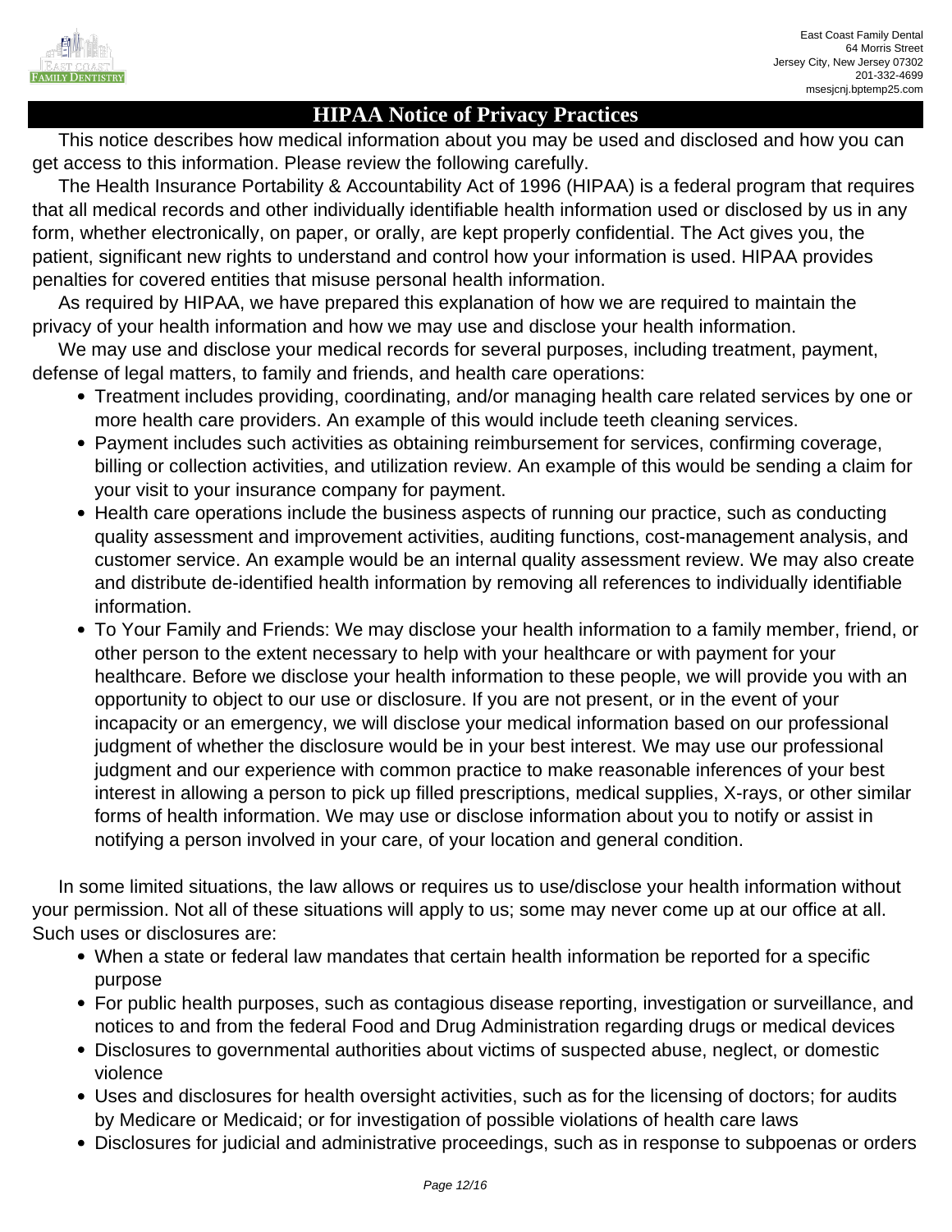East Coast Family Dental
64 Morris Street
Jersey City, New Jersey 07302
201-332-4699
msesjcnj.bptemp25.com

# HIPAA Notice of Privacy Practices

This notice describes how medical information about you may be used and disclosed and how you can get access to this information. Please review the following carefully.

The Health Insurance Portability & Accountability Act of 1996 (HIPAA) is a federal program that requires that all medical records and other individually identifiable health information used or disclosed by us in any form, whether electronically, on paper, or orally, are kept properly confidential. The Act gives you, the patient, significant new rights to understand and control how your information is used. HIPAA provides penalties for covered entities that misuse personal health information.

As required by HIPAA, we have prepared this explanation of how we are required to maintain the privacy of your health information and how we may use and disclose your health information.

We may use and disclose your medical records for several purposes, including treatment, payment, defense of legal matters, to family and friends, and health care operations:

- Treatment includes providing, coordinating, and/or managing health care related services by one or more health care providers. An example of this would include teeth cleaning services.
- Payment includes such activities as obtaining reimbursement for services, confirming coverage, billing or collection activities, and utilization review. An example of this would be sending a claim for your visit to your insurance company for payment.
- Health care operations include the business aspects of running our practice, such as conducting quality assessment and improvement activities, auditing functions, cost-management analysis, and customer service. An example would be an internal quality assessment review. We may also create and distribute de-identified health information by removing all references to individually identifiable information.
- To Your Family and Friends: We may disclose your health information to a family member, friend, or other person to the extent necessary to help with your healthcare or with payment for your healthcare. Before we disclose your health information to these people, we will provide you with an opportunity to object to our use or disclosure. If you are not present, or in the event of your incapacity or an emergency, we will disclose your medical information based on our professional judgment of whether the disclosure would be in your best interest. We may use our professional judgment and our experience with common practice to make reasonable inferences of your best interest in allowing a person to pick up filled prescriptions, medical supplies, X-rays, or other similar forms of health information. We may use or disclose information about you to notify or assist in notifying a person involved in your care, of your location and general condition.

In some limited situations, the law allows or requires us to use/disclose your health information without your permission. Not all of these situations will apply to us; some may never come up at our office at all. Such uses or disclosures are:

- When a state or federal law mandates that certain health information be reported for a specific purpose
- For public health purposes, such as contagious disease reporting, investigation or surveillance, and notices to and from the federal Food and Drug Administration regarding drugs or medical devices
- Disclosures to governmental authorities about victims of suspected abuse, neglect, or domestic violence
- Uses and disclosures for health oversight activities, such as for the licensing of doctors; for audits by Medicare or Medicaid; or for investigation of possible violations of health care laws
- Disclosures for judicial and administrative proceedings, such as in response to subpoenas or orders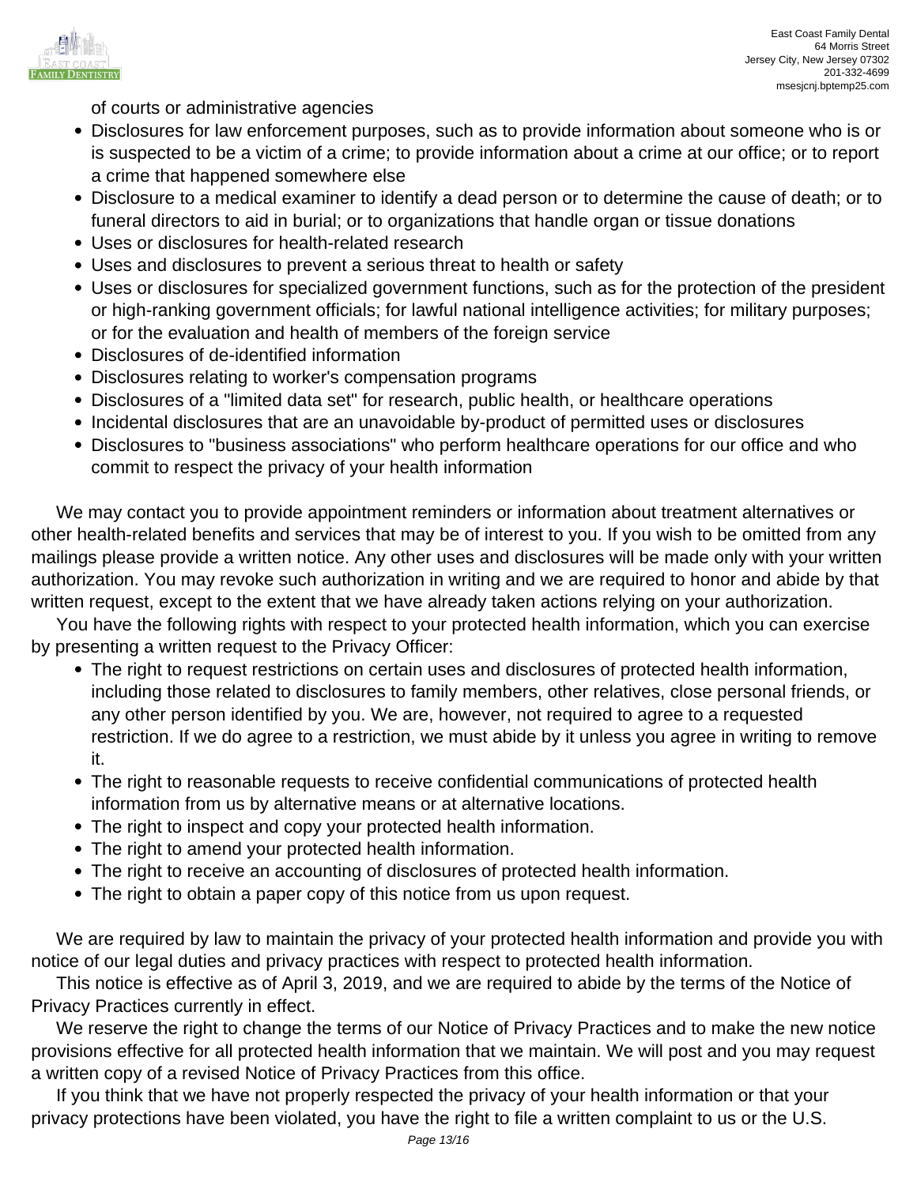of courts or administrative agencies

- Disclosures for law enforcement purposes, such as to provide information about someone who is or is suspected to be a victim of a crime; to provide information about a crime at our office; or to report a crime that happened somewhere else
- Disclosure to a medical examiner to identify a dead person or to determine the cause of death; or to funeral directors to aid in burial; or to organizations that handle organ or tissue donations
- Uses or disclosures for health-related research
- Uses and disclosures to prevent a serious threat to health or safety
- Uses or disclosures for specialized government functions, such as for the protection of the president or high-ranking government officials; for lawful national intelligence activities; for military purposes; or for the evaluation and health of members of the foreign service
- Disclosures of de-identified information
- Disclosures relating to worker's compensation programs
- Disclosures of a "limited data set" for research, public health, or healthcare operations
- Incidental disclosures that are an unavoidable by-product of permitted uses or disclosures
- Disclosures to "business associations" who perform healthcare operations for our office and who commit to respect the privacy of your health information

We may contact you to provide appointment reminders or information about treatment alternatives or other health-related benefits and services that may be of interest to you. If you wish to be omitted from any mailings please provide a written notice. Any other uses and disclosures will be made only with your written authorization. You may revoke such authorization in writing and we are required to honor and abide by that written request, except to the extent that we have already taken actions relying on your authorization.

You have the following rights with respect to your protected health information, which you can exercise by presenting a written request to the Privacy Officer:

- The right to request restrictions on certain uses and disclosures of protected health information, including those related to disclosures to family members, other relatives, close personal friends, or any other person identified by you. We are, however, not required to agree to a requested restriction. If we do agree to a restriction, we must abide by it unless you agree in writing to remove it.
- The right to reasonable requests to receive confidential communications of protected health information from us by alternative means or at alternative locations.
- The right to inspect and copy your protected health information.
- The right to amend your protected health information.
- The right to receive an accounting of disclosures of protected health information.
- The right to obtain a paper copy of this notice from us upon request.

We are required by law to maintain the privacy of your protected health information and provide you with notice of our legal duties and privacy practices with respect to protected health information.

This notice is effective as of April 3, 2019, and we are required to abide by the terms of the Notice of Privacy Practices currently in effect.

We reserve the right to change the terms of our Notice of Privacy Practices and to make the new notice provisions effective for all protected health information that we maintain. We will post and you may request a written copy of a revised Notice of Privacy Practices from this office.

If you think that we have not properly respected the privacy of your health information or that your privacy protections have been violated, you have the right to file a written complaint to us or the U.S.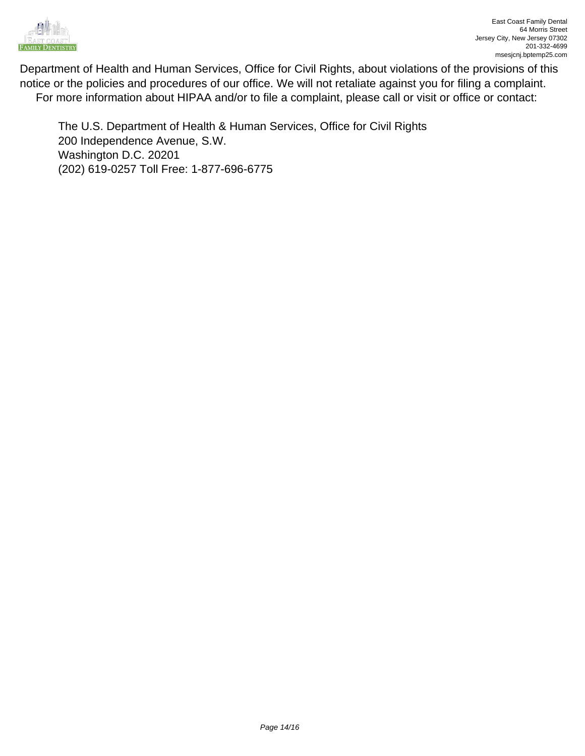Department of Health and Human Services, Office for Civil Rights, about violations of the provisions of this notice or the policies and procedures of our office. We will not retaliate against you for filing a complaint. For more information about HIPAA and/or to file a complaint, please call or visit or office or contact:

The U.S. Department of Health & Human Services, Office for Civil Rights
200 Independence Avenue, S.W.
Washington D.C. 20201
(202) 619-0257 Toll Free: 1-877-696-6775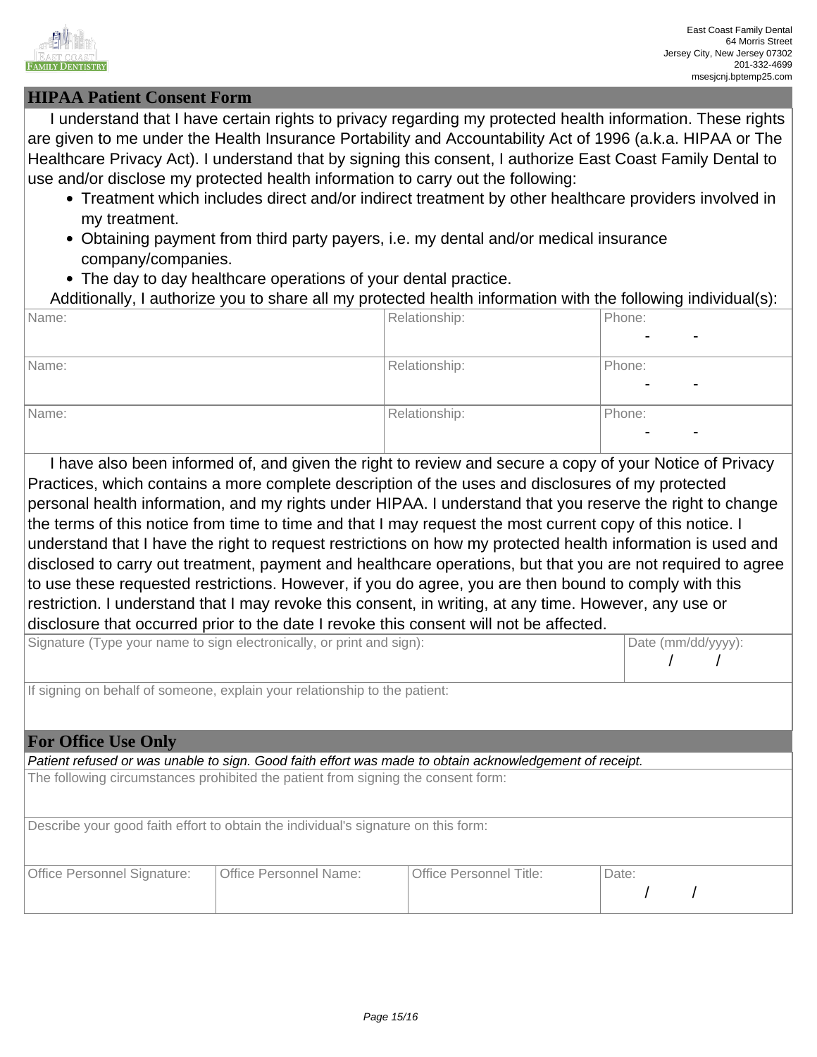East Coast Family Dental
64 Morris Street
Jersey City, New Jersey 07302
201-332-4699
msesjcnj.bptemp25.com

## HIPAA Patient Consent Form

I understand that I have certain rights to privacy regarding my protected health information. These rights are given to me under the Health Insurance Portability and Accountability Act of 1996 (a.k.a. HIPAA or The Healthcare Privacy Act). I understand that by signing this consent, I authorize East Coast Family Dental to use and/or disclose my protected health information to carry out the following:

- Treatment which includes direct and/or indirect treatment by other healthcare providers involved in my treatment.
- Obtaining payment from third party payers, i.e. my dental and/or medical insurance company/companies.
- The day to day healthcare operations of your dental practice.

Additionally, I authorize you to share all my protected health information with the following individual(s):

| Name: | Relationship: | Phone: - - |
|---|---|---|
| Name: | Relationship: | Phone: - - |
| Name: | Relationship: | Phone: - - |

I have also been informed of, and given the right to review and secure a copy of your Notice of Privacy Practices, which contains a more complete description of the uses and disclosures of my protected personal health information, and my rights under HIPAA. I understand that you reserve the right to change the terms of this notice from time to time and that I may request the most current copy of this notice. I understand that I have the right to request restrictions on how my protected health information is used and disclosed to carry out treatment, payment and healthcare operations, but that you are not required to agree to use these requested restrictions. However, if you do agree, you are then bound to comply with this restriction. I understand that I may revoke this consent, in writing, at any time. However, any use or disclosure that occurred prior to the date I revoke this consent will not be affected.

| Signature (Type your name to sign electronically, or print and sign): | Date (mm/dd/yyyy): / / |
|---|---|
| If signing on behalf of someone, explain your relationship to the patient: | |

## For Office Use Only

*Patient refused or was unable to sign. Good faith effort was made to obtain acknowledgement of receipt.*

The following circumstances prohibited the patient from signing the consent form:

Describe your good faith effort to obtain the individual's signature on this form:

| Office Personnel Signature: | Office Personnel Name: | Office Personnel Title: | Date: / / |
|---|---|---|---|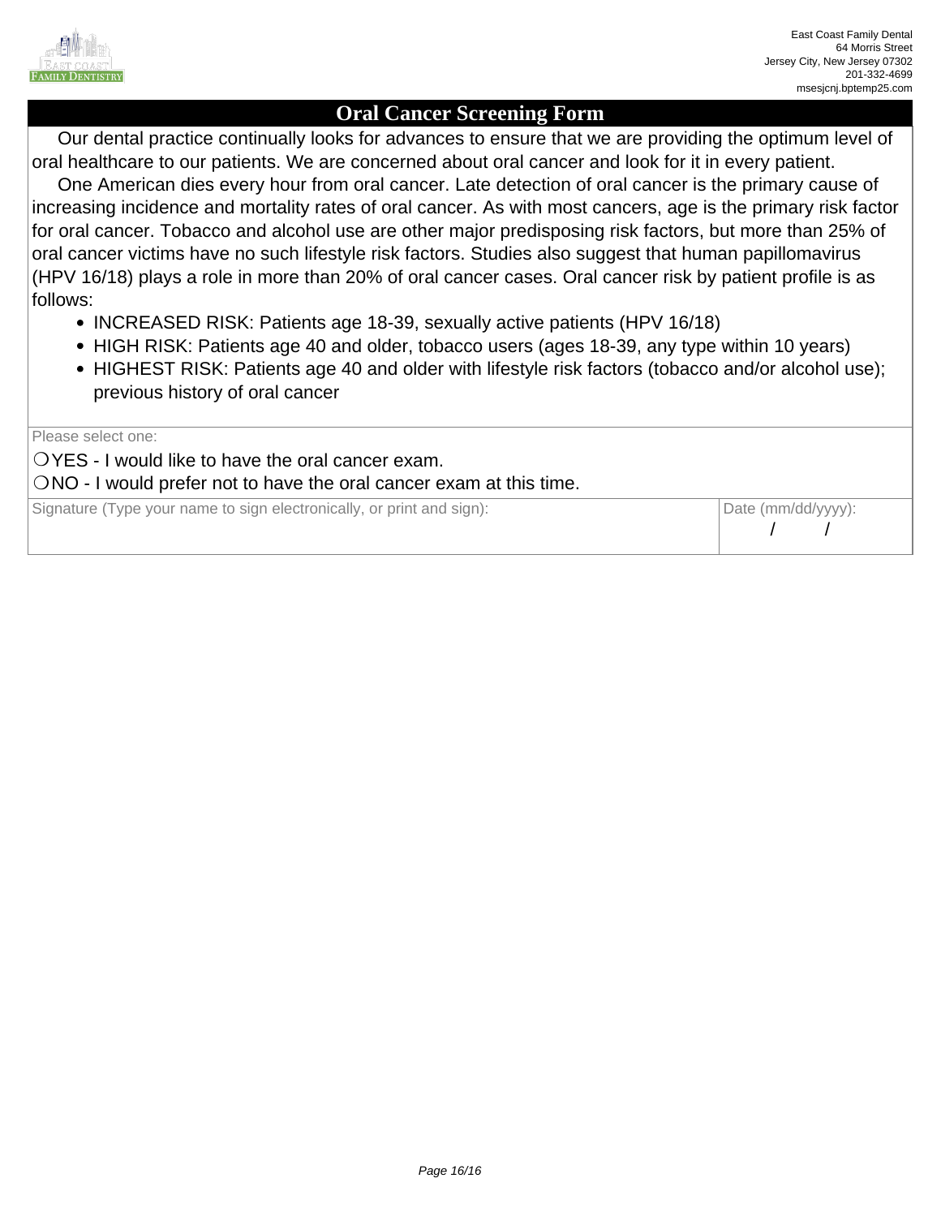East Coast Family Dental
64 Morris Street
Jersey City, New Jersey 07302
201-332-4699
msesjcnj.bptemp25.com

# Oral Cancer Screening Form

Our dental practice continually looks for advances to ensure that we are providing the optimum level of oral healthcare to our patients. We are concerned about oral cancer and look for it in every patient.

One American dies every hour from oral cancer. Late detection of oral cancer is the primary cause of increasing incidence and mortality rates of oral cancer. As with most cancers, age is the primary risk factor for oral cancer. Tobacco and alcohol use are other major predisposing risk factors, but more than 25% of oral cancer victims have no such lifestyle risk factors. Studies also suggest that human papillomavirus (HPV 16/18) plays a role in more than 20% of oral cancer cases. Oral cancer risk by patient profile is as follows:

- INCREASED RISK: Patients age 18-39, sexually active patients (HPV 16/18)
- HIGH RISK: Patients age 40 and older, tobacco users (ages 18-39, any type within 10 years)
- HIGHEST RISK: Patients age 40 and older with lifestyle risk factors (tobacco and/or alcohol use); previous history of oral cancer

Please select one:

❍ YES - I would like to have the oral cancer exam.

❍ NO - I would prefer not to have the oral cancer exam at this time.

| Signature (Type your name to sign electronically, or print and sign): | Date (mm/dd/yyyy): |
|---|---|
| | / / |